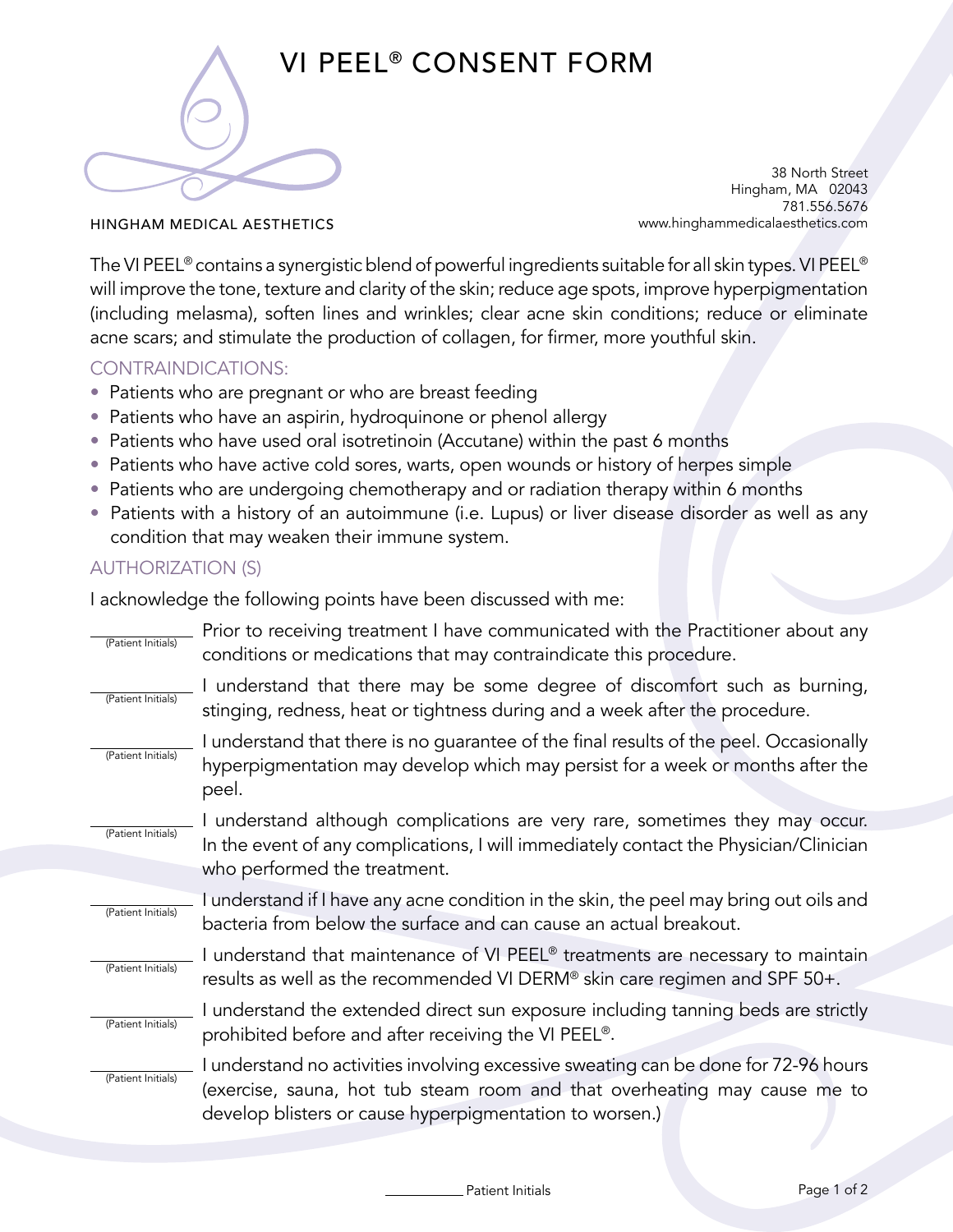# VI PEEL® CONSENT FORM

HINGHAM MEDICAL AESTHETICS

38 North Street
Hingham, MA 02043
781.556.5676
www.hinghammedicalaesthetics.com

The VI PEEL® contains a synergistic blend of powerful ingredients suitable for all skin types. VI PEEL® will improve the tone, texture and clarity of the skin; reduce age spots, improve hyperpigmentation (including melasma), soften lines and wrinkles; clear acne skin conditions; reduce or eliminate acne scars; and stimulate the production of collagen, for firmer, more youthful skin.

## CONTRAINDICATIONS:

- Patients who are pregnant or who are breast feeding
- Patients who have an aspirin, hydroquinone or phenol allergy
- Patients who have used oral isotretinoin (Accutane) within the past 6 months
- Patients who have active cold sores, warts, open wounds or history of herpes simple
- Patients who are undergoing chemotherapy and or radiation therapy within 6 months
- Patients with a history of an autoimmune (i.e. Lupus) or liver disease disorder as well as any condition that may weaken their immune system.

## AUTHORIZATION (S)

I acknowledge the following points have been discussed with me:

_______ (Patient Initials) Prior to receiving treatment I have communicated with the Practitioner about any conditions or medications that may contraindicate this procedure.

_______ (Patient Initials) I understand that there may be some degree of discomfort such as burning, stinging, redness, heat or tightness during and a week after the procedure.

_______ (Patient Initials) I understand that there is no guarantee of the final results of the peel. Occasionally hyperpigmentation may develop which may persist for a week or months after the peel.

_______ (Patient Initials) I understand although complications are very rare, sometimes they may occur. In the event of any complications, I will immediately contact the Physician/Clinician who performed the treatment.

_______ (Patient Initials) I understand if I have any acne condition in the skin, the peel may bring out oils and bacteria from below the surface and can cause an actual breakout.

_______ (Patient Initials) I understand that maintenance of VI PEEL® treatments are necessary to maintain results as well as the recommended VI DERM® skin care regimen and SPF 50+.

_______ (Patient Initials) I understand the extended direct sun exposure including tanning beds are strictly prohibited before and after receiving the VI PEEL®.

_______ (Patient Initials) I understand no activities involving excessive sweating can be done for 72-96 hours (exercise, sauna, hot tub steam room and that overheating may cause me to develop blisters or cause hyperpigmentation to worsen.)

_______ Patient Initials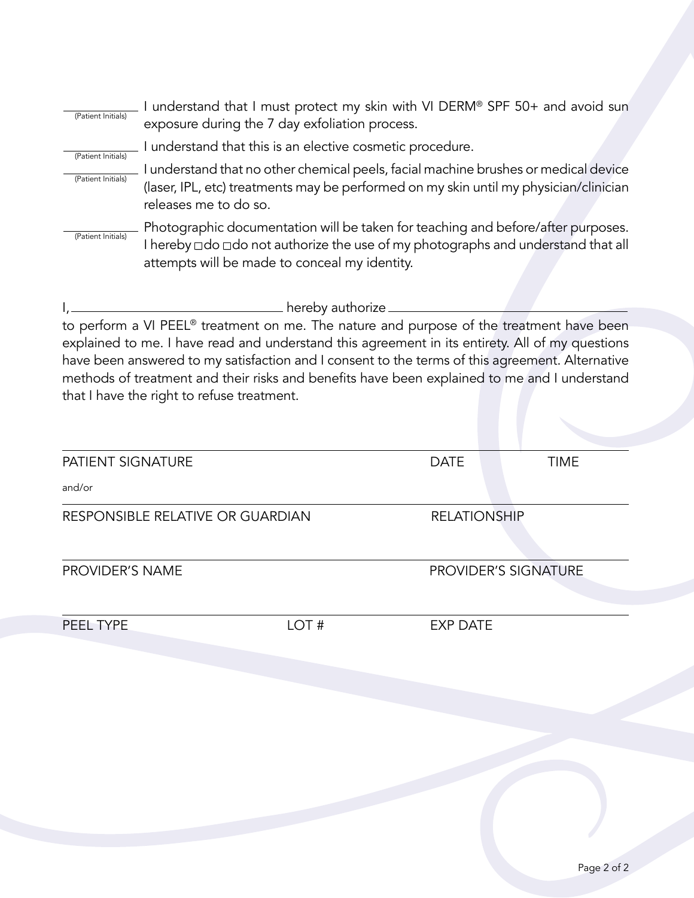_______ (Patient Initials) I understand that I must protect my skin with VI DERM® SPF 50+ and avoid sun exposure during the 7 day exfoliation process.

_______ (Patient Initials) I understand that this is an elective cosmetic procedure.

_______ (Patient Initials) I understand that no other chemical peels, facial machine brushes or medical device (laser, IPL, etc) treatments may be performed on my skin until my physician/clinician releases me to do so.

_______ (Patient Initials) Photographic documentation will be taken for teaching and before/after purposes. I hereby ☐ do ☐ do not authorize the use of my photographs and understand that all attempts will be made to conceal my identity.

I, ______________________ hereby authorize ______________________ to perform a VI PEEL® treatment on me. The nature and purpose of the treatment have been explained to me. I have read and understand this agreement in its entirety. All of my questions have been answered to my satisfaction and I consent to the terms of this agreement. Alternative methods of treatment and their risks and benefits have been explained to me and I understand that I have the right to refuse treatment.

______________________________________________

PATIENT SIGNATURE | DATE | TIME

and/or

______________________________________________

RESPONSIBLE RELATIVE OR GUARDIAN | RELATIONSHIP

______________________________________________

PROVIDER'S NAME | PROVIDER'S SIGNATURE

______________________________________________

PEEL TYPE | LOT # | EXP DATE